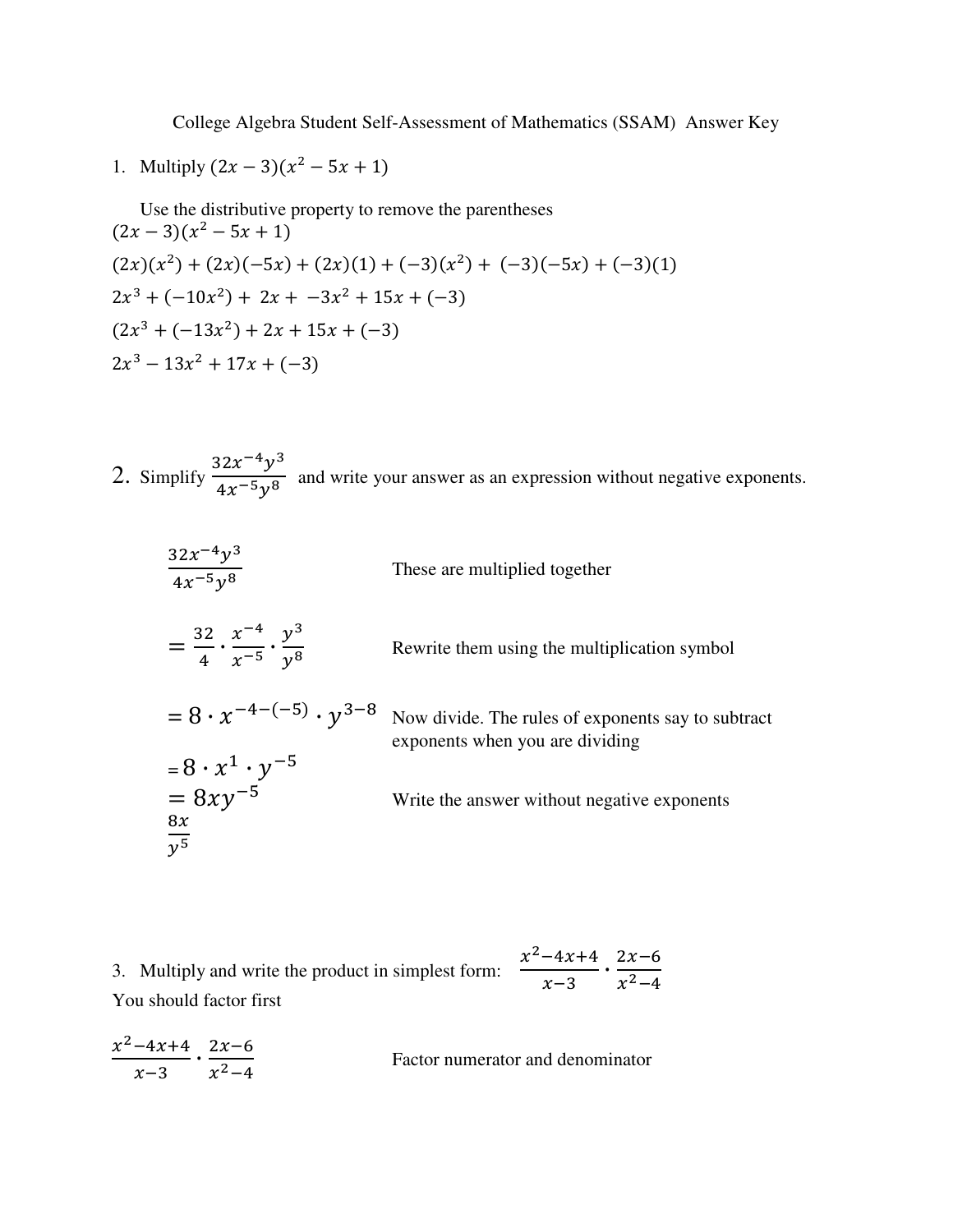College Algebra Student Self-Assessment of Mathematics (SSAM) Answer Key

1. Multiply $(2x-3)(x^2-5x+1)$

Use the distributive property to remove the parentheses

$(2x-3)(x^2-5x+1)$

$(2x)(x^2)+(2x)(-5x)+(2x)(1)+(-3)(x^2)+\ (-3)(-5x)+(-3)(1)$

$2x^3+(-10x^2)+\ 2x+\ -3x^2+15x+(-3)$

$(2x^3+(-13x^2)+2x+15x+(-3)$

$2x^3-13x^2+17x+(-3)$

2. Simplify $\frac{32x^{-4}y^3}{4x^{-5}y^8}$ and write your answer as an expression without negative exponents.

$\frac{32x^{-4}y^3}{4x^{-5}y^8}$ These are multiplied together

$=\frac{32}{4}\cdot\frac{x^{-4}}{x^{-5}}\cdot\frac{y^3}{y^8}$ Rewrite them using the multiplication symbol

$=8\cdot x^{-4-(-5)}\cdot y^{3-8}$ Now divide. The rules of exponents say to subtract exponents when you are dividing

$=8\cdot x^1\cdot y^{-5}$

$=8xy^{-5}$ Write the answer without negative exponents

$\frac{8x}{y^5}$

3. Multiply and write the product in simplest form: $\frac{x^2-4x+4}{x-3}\cdot\frac{2x-6}{x^2-4}$

You should factor first

$\frac{x^2-4x+4}{x-3}\cdot\frac{2x-6}{x^2-4}$ Factor numerator and denominator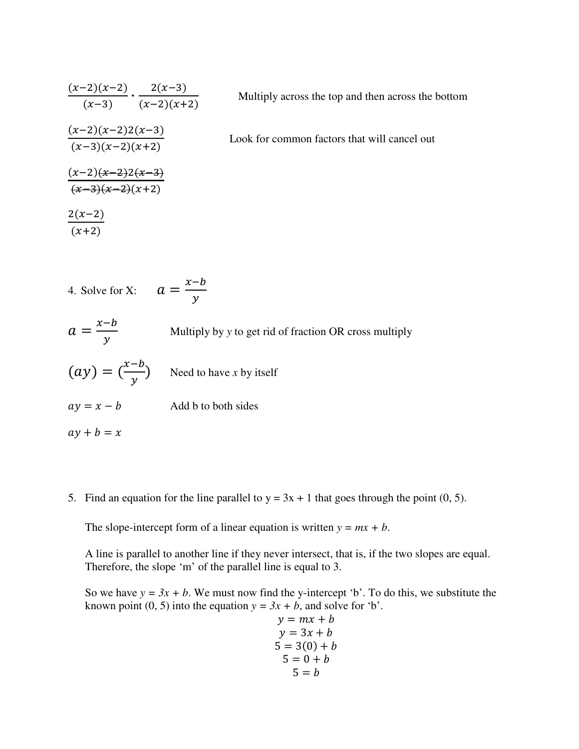$$\frac{(x-2)(x-2)}{(x-3)} \cdot \frac{2(x-3)}{(x-2)(x+2)}$$ Multiply across the top and then across the bottom

$$\frac{(x-2)(x-2)2(x-3)}{(x-3)(x-2)(x+2)}$$ Look for common factors that will cancel out

$$\frac{(x-2)\cancel{(x-2)}2\cancel{(x-3)}}{\cancel{(x-3)}\cancel{(x-2)}(x+2)}$$

$$\frac{2(x-2)}{(x+2)}$$

4. Solve for X: $a = \frac{x-b}{y}$

$$a = \frac{x-b}{y}$$ Multiply by *y* to get rid of fraction OR cross multiply

$$(ay) = (\frac{x-b}{y})$$ Need to have *x* by itself

$$ay = x - b$$ Add b to both sides

$$ay + b = x$$

5. Find an equation for the line parallel to y = 3x + 1 that goes through the point (0, 5).

   The slope-intercept form of a linear equation is written $y = mx + b$.

   A line is parallel to another line if they never intersect, that is, if the two slopes are equal. Therefore, the slope 'm' of the parallel line is equal to 3.

   So we have $y = 3x + b$. We must now find the y-intercept 'b'. To do this, we substitute the known point (0, 5) into the equation $y = 3x + b$, and solve for 'b'.

$$y = mx + b$$
$$y = 3x + b$$
$$5 = 3(0) + b$$
$$5 = 0 + b$$
$$5 = b$$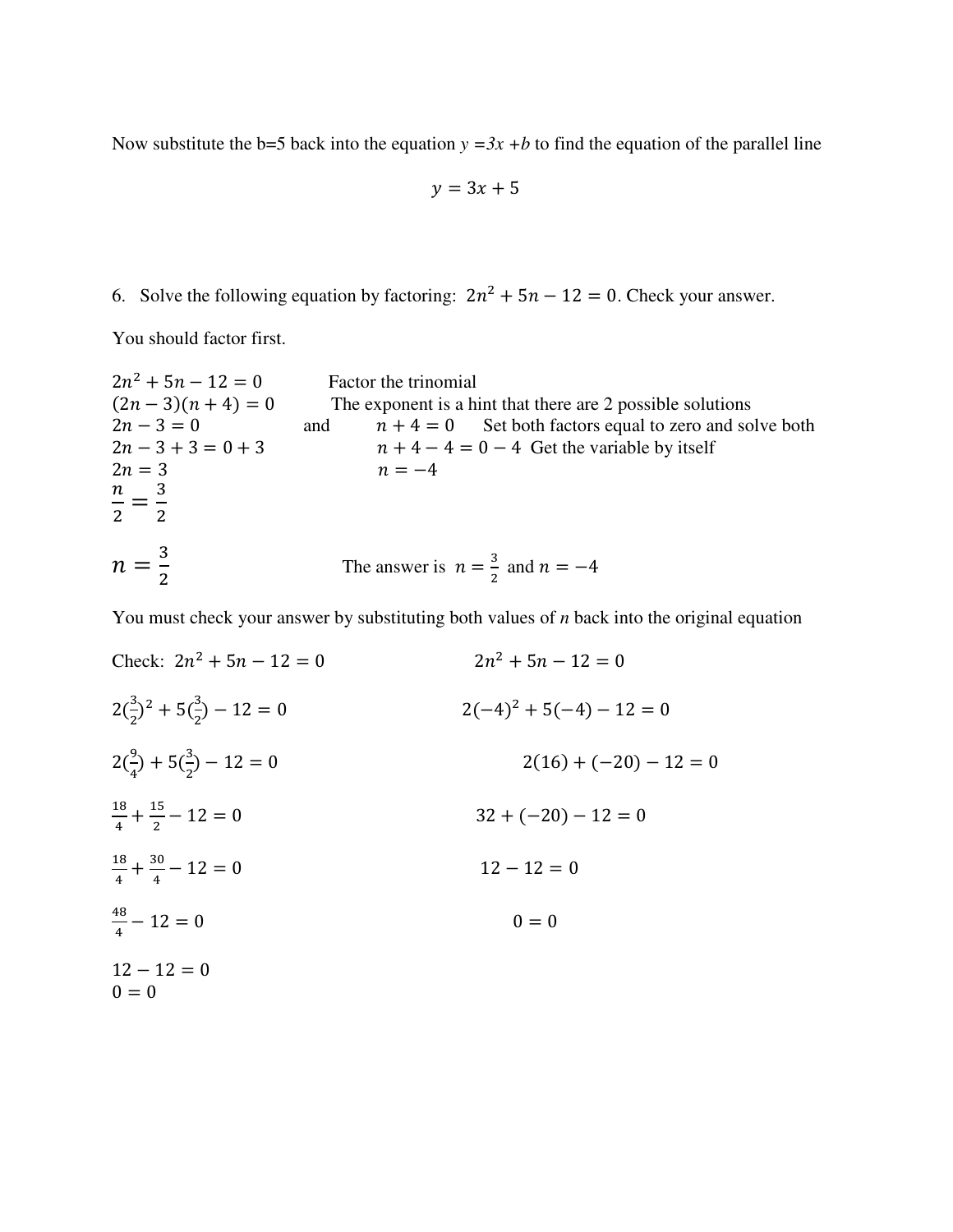Now substitute the b=5 back into the equation $y = 3x + b$ to find the equation of the parallel line

$$y = 3x + 5$$

6. Solve the following equation by factoring: $2n^2 + 5n - 12 = 0$. Check your answer.

You should factor first.

$2n^2 + 5n - 12 = 0$ Factor the trinomial

$(2n - 3)(n + 4) = 0$ The exponent is a hint that there are 2 possible solutions

$2n - 3 = 0$ and $n + 4 = 0$ Set both factors equal to zero and solve both

$2n - 3 + 3 = 0 + 3$ $n + 4 - 4 = 0 - 4$ Get the variable by itself

$2n = 3$ $n = -4$

$\frac{n}{2} = \frac{3}{2}$

$n = \frac{3}{2}$ The answer is $n = \frac{3}{2}$ and $n = -4$

You must check your answer by substituting both values of *n* back into the original equation

Check: $2n^2 + 5n - 12 = 0$

$2(\frac{3}{2})^2 + 5(\frac{3}{2}) - 12 = 0$

$2(\frac{9}{4}) + 5(\frac{3}{2}) - 12 = 0$

$\frac{18}{4} + \frac{15}{2} - 12 = 0$

$\frac{18}{4} + \frac{30}{4} - 12 = 0$

$\frac{48}{4} - 12 = 0$

$12 - 12 = 0$

$0 = 0$

$2n^2 + 5n - 12 = 0$

$2(-4)^2 + 5(-4) - 12 = 0$

$2(16) + (-20) - 12 = 0$

$32 + (-20) - 12 = 0$

$12 - 12 = 0$

$0 = 0$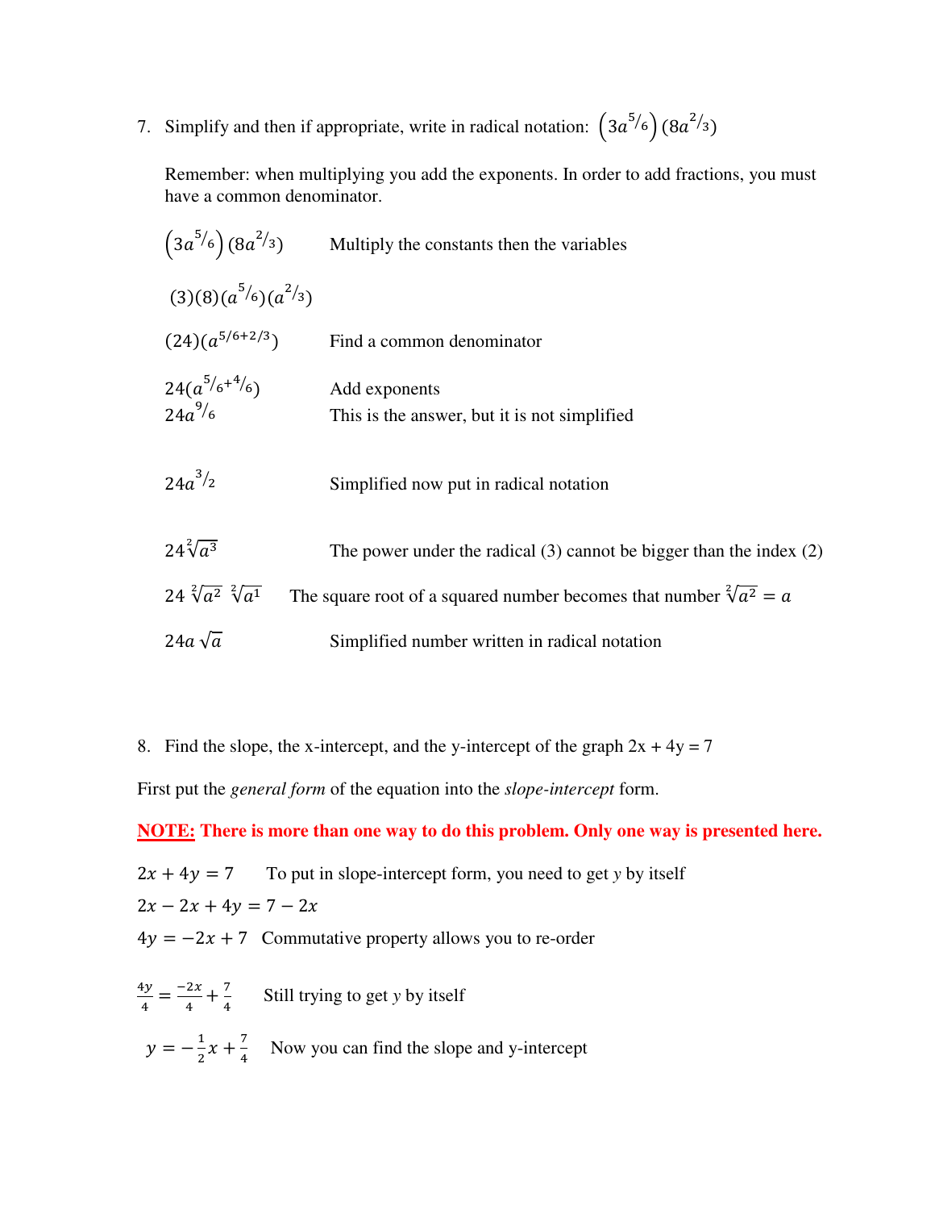7. Simplify and then if appropriate, write in radical notation: $\left(3a^{5/6}\right)(8a^{2/3})$

   Remember: when multiplying you add the exponents. In order to add fractions, you must have a common denominator.

| | |
|---|---|
| $\left(3a^{5/6}\right)(8a^{2/3})$ | Multiply the constants then the variables |
| $(3)(8)(a^{5/6})(a^{2/3})$ | |
| $(24)(a^{5/6+2/3})$ | Find a common denominator |
| $24(a^{5/6+4/6})$ | Add exponents |
| $24a^{9/6}$ | This is the answer, but it is not simplified |
| $24a^{3/2}$ | Simplified now put in radical notation |
| $24\sqrt[2]{a^3}$ | The power under the radical (3) cannot be bigger than the index (2) |
| $24\ \sqrt[2]{a^2}\ \ \sqrt[2]{a^1}$ | The square root of a squared number becomes that number $\sqrt[2]{a^2} = a$ |
| $24a\sqrt{a}$ | Simplified number written in radical notation |

8. Find the slope, the x-intercept, and the y-intercept of the graph 2x + 4y = 7

First put the *general form* of the equation into the *slope-intercept* form.

**NOTE: There is more than one way to do this problem. Only one way is presented here.**

$2x + 4y = 7$ To put in slope-intercept form, you need to get *y* by itself

$2x - 2x + 4y = 7 - 2x$

$4y = -2x + 7$ Commutative property allows you to re-order

$\frac{4y}{4} = \frac{-2x}{4} + \frac{7}{4}$ Still trying to get *y* by itself

$y = -\frac{1}{2}x + \frac{7}{4}$ Now you can find the slope and y-intercept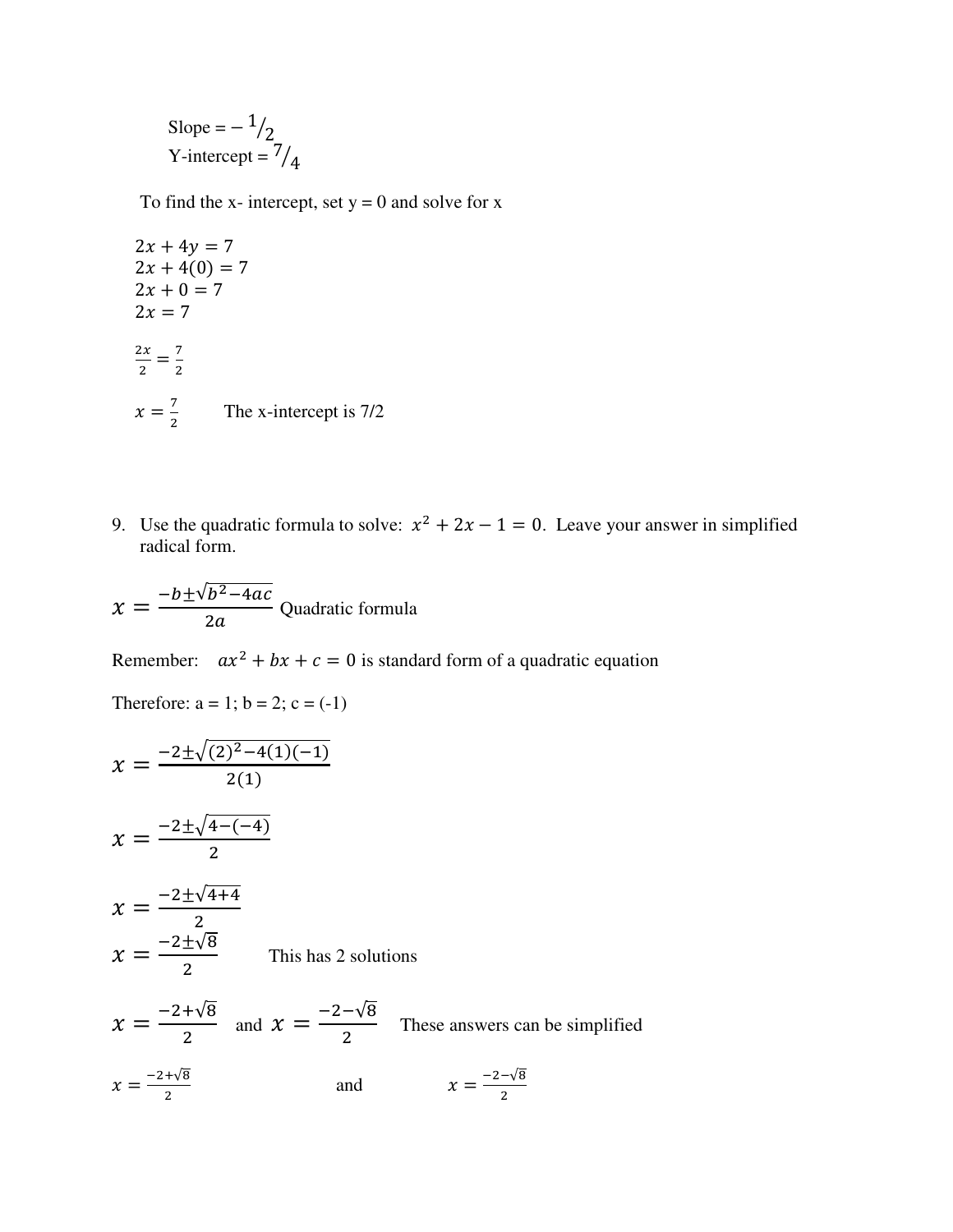Slope = $-\,{}^{1}\!/_{2}$
Y-intercept = ${}^{7}\!/_{4}$

To find the x- intercept, set y = 0 and solve for x

$2x + 4y = 7$
$2x + 4(0) = 7$
$2x + 0 = 7$
$2x = 7$

$\frac{2x}{2} = \frac{7}{2}$

$x = \frac{7}{2}$ The x-intercept is 7/2

9. Use the quadratic formula to solve: $x^2 + 2x - 1 = 0$. Leave your answer in simplified radical form.

$x = \frac{-b \pm \sqrt{b^2 - 4ac}}{2a}$ Quadratic formula

Remember: $ax^2 + bx + c = 0$ is standard form of a quadratic equation

Therefore: a = 1; b = 2; c = (-1)

$$x = \frac{-2 \pm \sqrt{(2)^2 - 4(1)(-1)}}{2(1)}$$

$$x = \frac{-2 \pm \sqrt{4 - (-4)}}{2}$$

$$x = \frac{-2 \pm \sqrt{4 + 4}}{2}$$

$x = \frac{-2 \pm \sqrt{8}}{2}$ This has 2 solutions

$x = \frac{-2 + \sqrt{8}}{2}$ and $x = \frac{-2 - \sqrt{8}}{2}$ These answers can be simplified

$x = \frac{-2 + \sqrt{8}}{2}$ and $x = \frac{-2 - \sqrt{8}}{2}$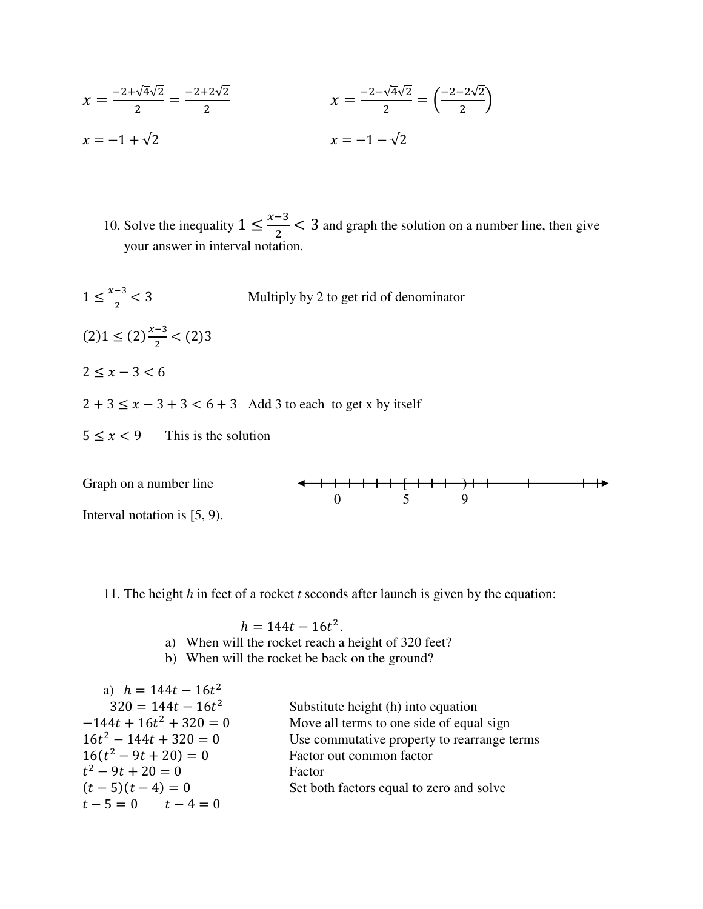$x = \frac{-2+\sqrt{4}\sqrt{2}}{2} = \frac{-2+2\sqrt{2}}{2}$ $\qquad$ $x = \frac{-2-\sqrt{4}\sqrt{2}}{2} = \left(\frac{-2-2\sqrt{2}}{2}\right)$

$x = -1 + \sqrt{2}$ $\qquad$ $x = -1 - \sqrt{2}$

10. Solve the inequality $1 \le \frac{x-3}{2} < 3$ and graph the solution on a number line, then give your answer in interval notation.

$1 \le \frac{x-3}{2} < 3$ Multiply by 2 to get rid of denominator

$(2)1 \le (2)\frac{x-3}{2} < (2)3$

$2 \le x - 3 < 6$

$2 + 3 \le x - 3 + 3 < 6 + 3$ Add 3 to each to get x by itself

$5 \le x < 9$ This is the solution

Graph on a number line

```
◄─┼─┼─┼─┼─┼─┼─┼─[─┼─┼─┼─)─┼─┼─┼─┼─┼─┼─┼─┼─┼─┼─►
        0         5       9
```

Interval notation is [5, 9).

11. The height *h* in feet of a rocket *t* seconds after launch is given by the equation:

$$h = 144t - 16t^2.$$

a) When will the rocket reach a height of 320 feet?
b) When will the rocket be back on the ground?

a) $h = 144t - 16t^2$

$320 = 144t - 16t^2$ Substitute height (h) into equation

$-144t + 16t^2 + 320 = 0$ Move all terms to one side of equal sign

$16t^2 - 144t + 320 = 0$ Use commutative property to rearrange terms

$16(t^2 - 9t + 20) = 0$ Factor out common factor

$t^2 - 9t + 20 = 0$ Factor

$(t - 5)(t - 4) = 0$ Set both factors equal to zero and solve

$t - 5 = 0 \qquad t - 4 = 0$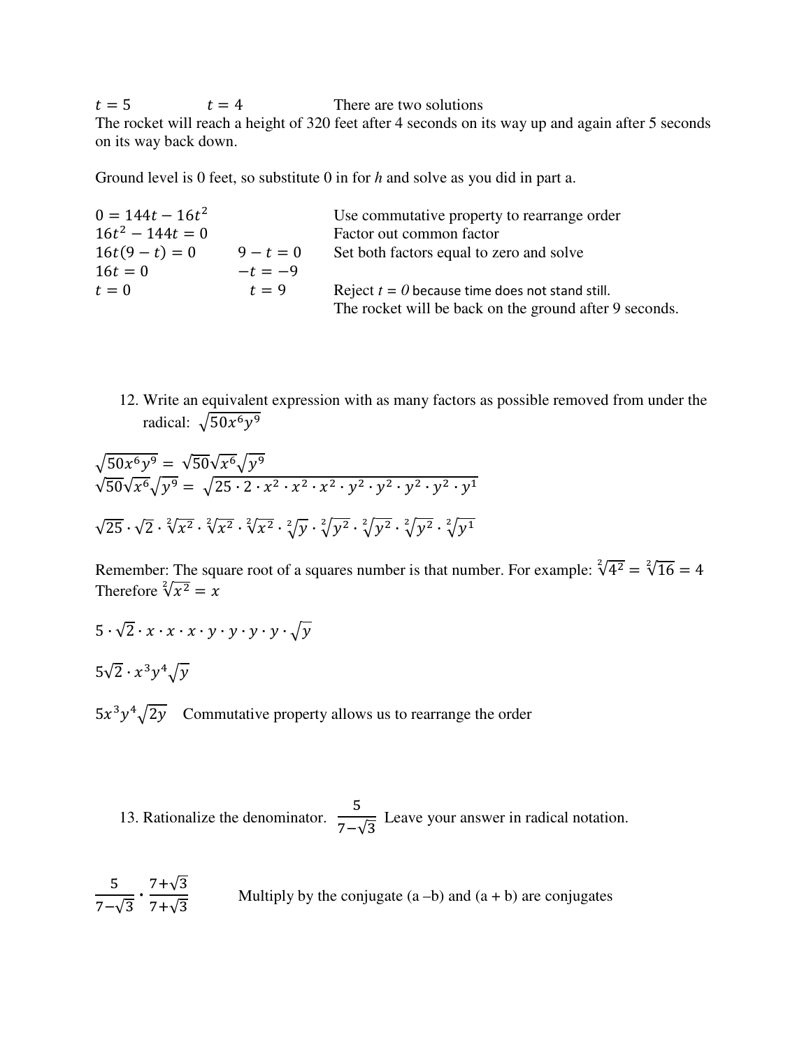$t = 5$ $t = 4$ There are two solutions

The rocket will reach a height of 320 feet after 4 seconds on its way up and again after 5 seconds on its way back down.

Ground level is 0 feet, so substitute 0 in for *h* and solve as you did in part a.

| | | |
|---|---|---|
| $0 = 144t - 16t^2$ | | Use commutative property to rearrange order |
| $16t^2 - 144t = 0$ | | Factor out common factor |
| $16t(9 - t) = 0$ | $9 - t = 0$ | Set both factors equal to zero and solve |
| $16t = 0$ | $-t = -9$ | |
| $t = 0$ | $t = 9$ | Reject $t = 0$ because time does not stand still. The rocket will be back on the ground after 9 seconds. |

12. Write an equivalent expression with as many factors as possible removed from under the radical: $\sqrt{50x^6y^9}$

$\sqrt{50x^6y^9} = \sqrt{50}\sqrt{x^6}\sqrt{y^9}$

$\sqrt{50}\sqrt{x^6}\sqrt{y^9} = \sqrt{25 \cdot 2 \cdot x^2 \cdot x^2 \cdot x^2 \cdot y^2 \cdot y^2 \cdot y^2 \cdot y^2 \cdot y^1}$

$\sqrt{25} \cdot \sqrt{2} \cdot \sqrt[2]{x^2} \cdot \sqrt[2]{x^2} \cdot \sqrt[2]{x^2} \cdot \sqrt[2]{y} \cdot \sqrt[2]{y^2} \cdot \sqrt[2]{y^2} \cdot \sqrt[2]{y^2} \cdot \sqrt[2]{y^1}$

Remember: The square root of a squares number is that number. For example: $\sqrt[2]{4^2} = \sqrt[2]{16} = 4$

Therefore $\sqrt[2]{x^2} = x$

$5 \cdot \sqrt{2} \cdot x \cdot x \cdot x \cdot y \cdot y \cdot y \cdot y \cdot \sqrt{y}$

$5\sqrt{2} \cdot x^3y^4\sqrt{y}$

$5x^3y^4\sqrt{2y}$ Commutative property allows us to rearrange the order

13. Rationalize the denominator. $\frac{5}{7-\sqrt{3}}$ Leave your answer in radical notation.

$\frac{5}{7-\sqrt{3}} \cdot \frac{7+\sqrt{3}}{7+\sqrt{3}}$ Multiply by the conjugate (a –b) and (a + b) are conjugates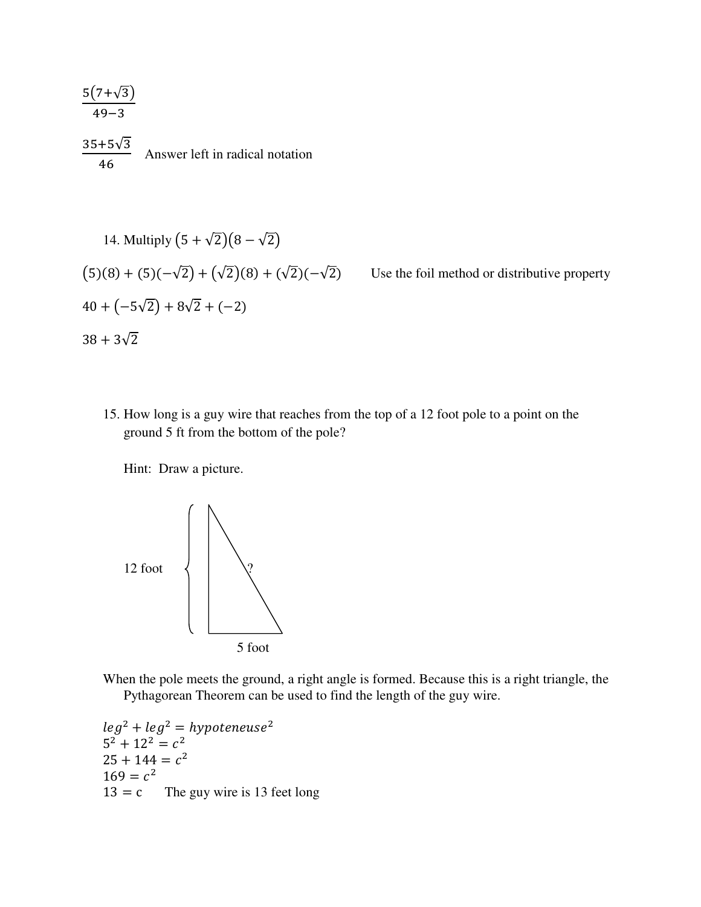$$\frac{5(7+\sqrt{3})}{49-3}$$

$\frac{35+5\sqrt{3}}{46}$ Answer left in radical notation

14. Multiply $(5+\sqrt{2})(8-\sqrt{2})$

$(5)(8)+(5)(-\sqrt{2})+(\sqrt{2})(8)+(\sqrt{2})(-\sqrt{2})$ Use the foil method or distributive property

$40+(-5\sqrt{2})+8\sqrt{2}+(-2)$

$38+3\sqrt{2}$

15. How long is a guy wire that reaches from the top of a 12 foot pole to a point on the ground 5 ft from the bottom of the pole?

Hint: Draw a picture.

12 foot

?

5 foot

When the pole meets the ground, a right angle is formed. Because this is a right triangle, the Pythagorean Theorem can be used to find the length of the guy wire.

$leg^2 + leg^2 = hypoteneuse^2$
$5^2 + 12^2 = c^2$
$25 + 144 = c^2$
$169 = c^2$
$13 = c$ The guy wire is 13 feet long